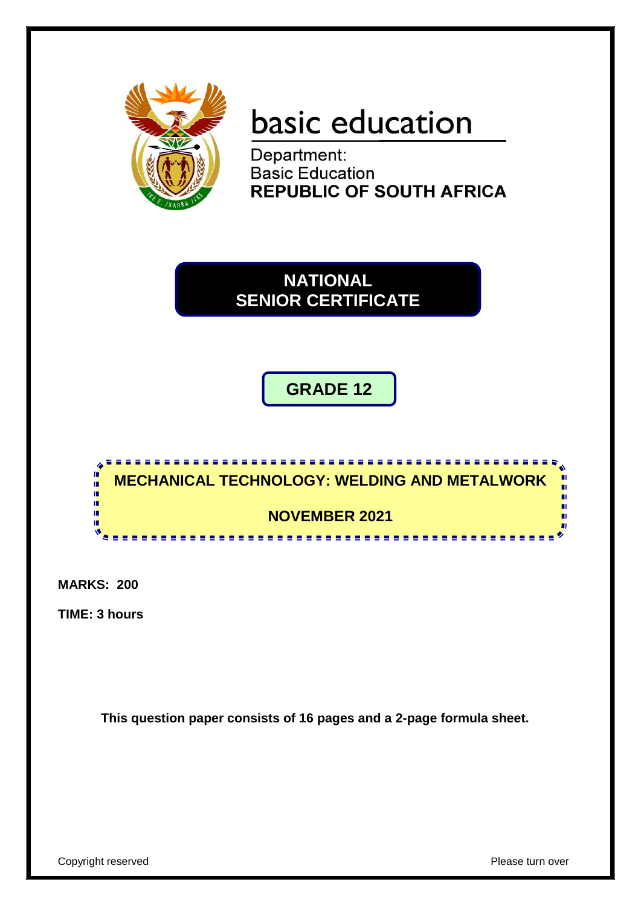basic education

Department:
Basic Education
**REPUBLIC OF SOUTH AFRICA**

# NATIONAL SENIOR CERTIFICATE

## GRADE 12

## MECHANICAL TECHNOLOGY: WELDING AND METALWORK

**NOVEMBER 2021**

**MARKS: 200**

**TIME: 3 hours**

**This question paper consists of 16 pages and a 2-page formula sheet.**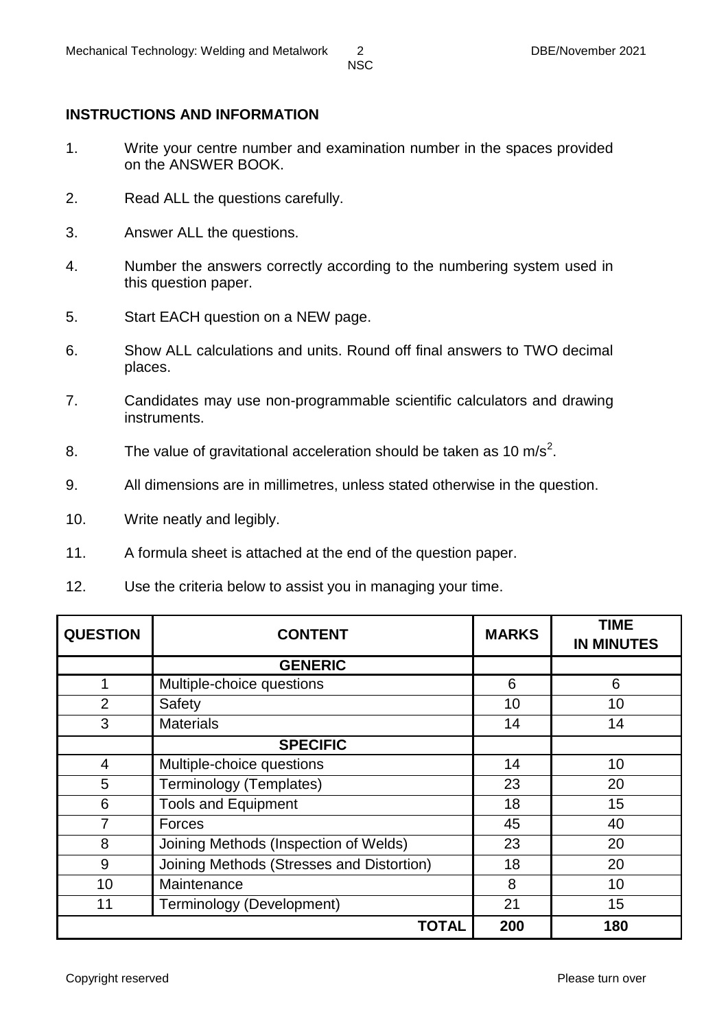## INSTRUCTIONS AND INFORMATION

1. Write your centre number and examination number in the spaces provided on the ANSWER BOOK.
2. Read ALL the questions carefully.
3. Answer ALL the questions.
4. Number the answers correctly according to the numbering system used in this question paper.
5. Start EACH question on a NEW page.
6. Show ALL calculations and units. Round off final answers to TWO decimal places.
7. Candidates may use non-programmable scientific calculators and drawing instruments.
8. The value of gravitational acceleration should be taken as 10 $m/s^2$.
9. All dimensions are in millimetres, unless stated otherwise in the question.
10. Write neatly and legibly.
11. A formula sheet is attached at the end of the question paper.
12. Use the criteria below to assist you in managing your time.

| QUESTION | CONTENT | MARKS | TIME IN MINUTES |
|---|---|---|---|
| | **GENERIC** | | |
| 1 | Multiple-choice questions | 6 | 6 |
| 2 | Safety | 10 | 10 |
| 3 | Materials | 14 | 14 |
| | **SPECIFIC** | | |
| 4 | Multiple-choice questions | 14 | 10 |
| 5 | Terminology (Templates) | 23 | 20 |
| 6 | Tools and Equipment | 18 | 15 |
| 7 | Forces | 45 | 40 |
| 8 | Joining Methods (Inspection of Welds) | 23 | 20 |
| 9 | Joining Methods (Stresses and Distortion) | 18 | 20 |
| 10 | Maintenance | 8 | 10 |
| 11 | Terminology (Development) | 21 | 15 |
| | **TOTAL** | **200** | **180** |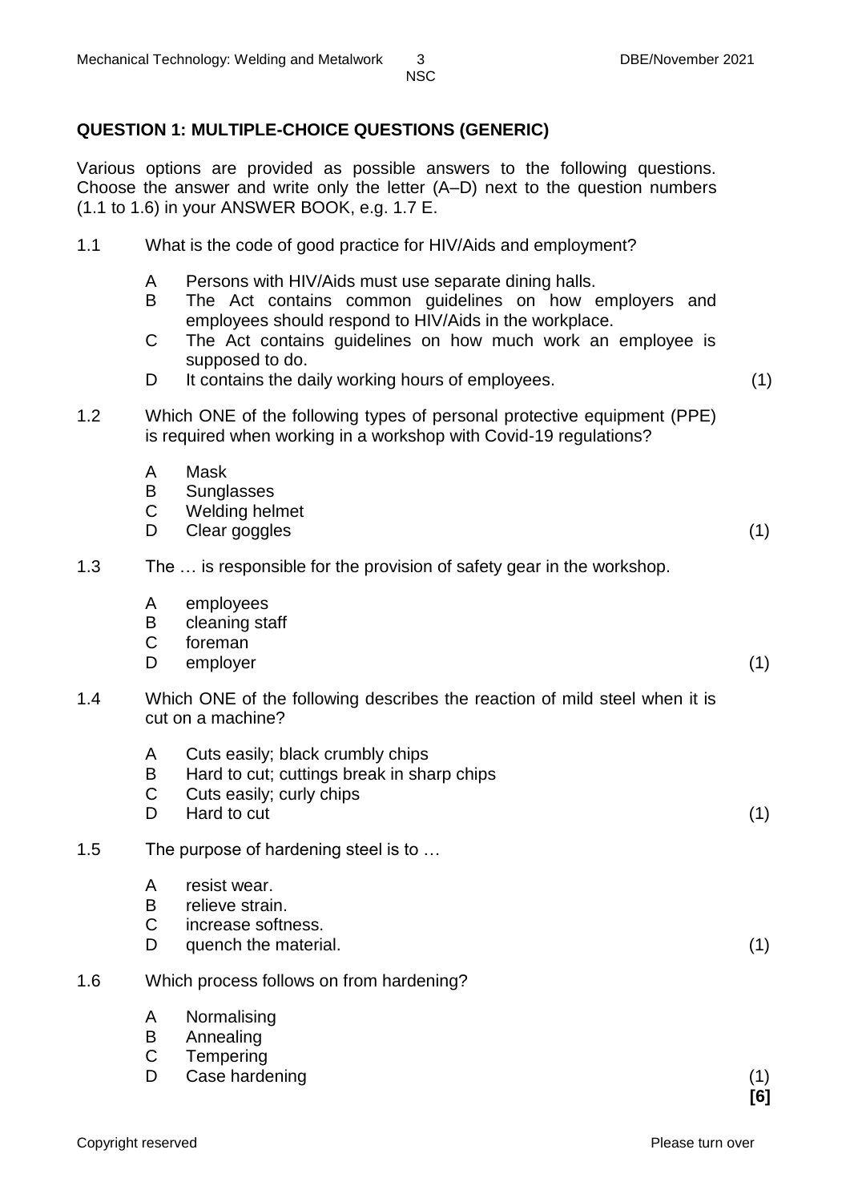## QUESTION 1: MULTIPLE-CHOICE QUESTIONS (GENERIC)

Various options are provided as possible answers to the following questions. Choose the answer and write only the letter (A–D) next to the question numbers (1.1 to 1.6) in your ANSWER BOOK, e.g. 1.7 E.

1.1 What is the code of good practice for HIV/Aids and employment?

- A Persons with HIV/Aids must use separate dining halls.
- B The Act contains common guidelines on how employers and employees should respond to HIV/Aids in the workplace.
- C The Act contains guidelines on how much work an employee is supposed to do.
- D It contains the daily working hours of employees. (1)

1.2 Which ONE of the following types of personal protective equipment (PPE) is required when working in a workshop with Covid-19 regulations?

- A Mask
- B Sunglasses
- C Welding helmet
- D Clear goggles (1)

1.3 The … is responsible for the provision of safety gear in the workshop.

- A employees
- B cleaning staff
- C foreman
- D employer (1)

1.4 Which ONE of the following describes the reaction of mild steel when it is cut on a machine?

- A Cuts easily; black crumbly chips
- B Hard to cut; cuttings break in sharp chips
- C Cuts easily; curly chips
- D Hard to cut (1)

1.5 The purpose of hardening steel is to …

- A resist wear.
- B relieve strain.
- C increase softness.
- D quench the material. (1)

1.6 Which process follows on from hardening?

- A Normalising
- B Annealing
- C Tempering
- D Case hardening (1)

**[6]**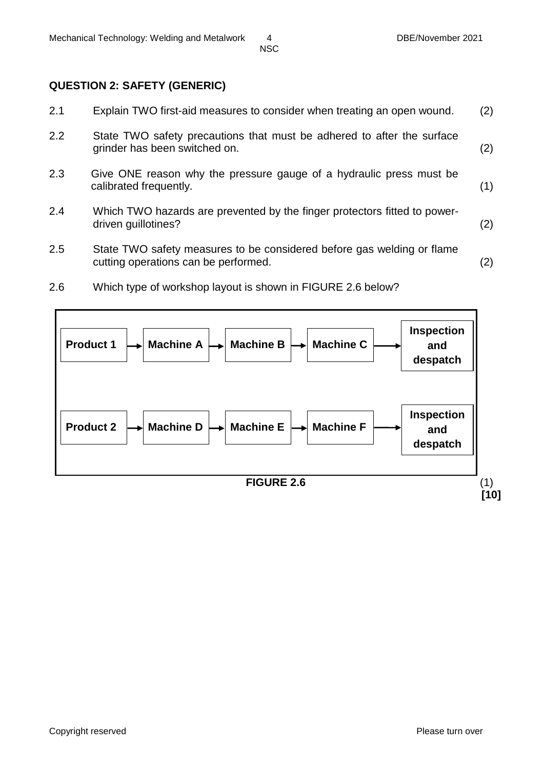## QUESTION 2: SAFETY (GENERIC)

2.1 Explain TWO first-aid measures to consider when treating an open wound. (2)

2.2 State TWO safety precautions that must be adhered to after the surface grinder has been switched on. (2)

2.3 Give ONE reason why the pressure gauge of a hydraulic press must be calibrated frequently. (1)

2.4 Which TWO hazards are prevented by the finger protectors fitted to power-driven guillotines? (2)

2.5 State TWO safety measures to be considered before gas welding or flame cutting operations can be performed. (2)

2.6 Which type of workshop layout is shown in FIGURE 2.6 below?

**Product 1** → **Machine A** → **Machine B** → **Machine C** → **Inspection and despatch**

**Product 2** → **Machine D** → **Machine E** → **Machine F** → **Inspection and despatch**

**FIGURE 2.6**

(1)

**[10]**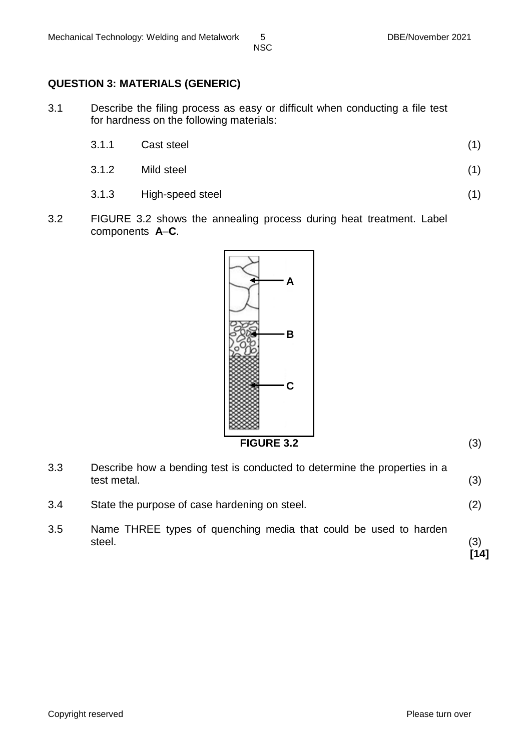## QUESTION 3: MATERIALS (GENERIC)

3.1 Describe the filing process as easy or difficult when conducting a file test for hardness on the following materials:

3.1.1 Cast steel (1)

3.1.2 Mild steel (1)

3.1.3 High-speed steel (1)

3.2 FIGURE 3.2 shows the annealing process during heat treatment. Label components **A**–**C**.

A

B

C

**FIGURE 3.2** (3)

3.3 Describe how a bending test is conducted to determine the properties in a test metal. (3)

3.4 State the purpose of case hardening on steel. (2)

3.5 Name THREE types of quenching media that could be used to harden steel. (3)

**[14]**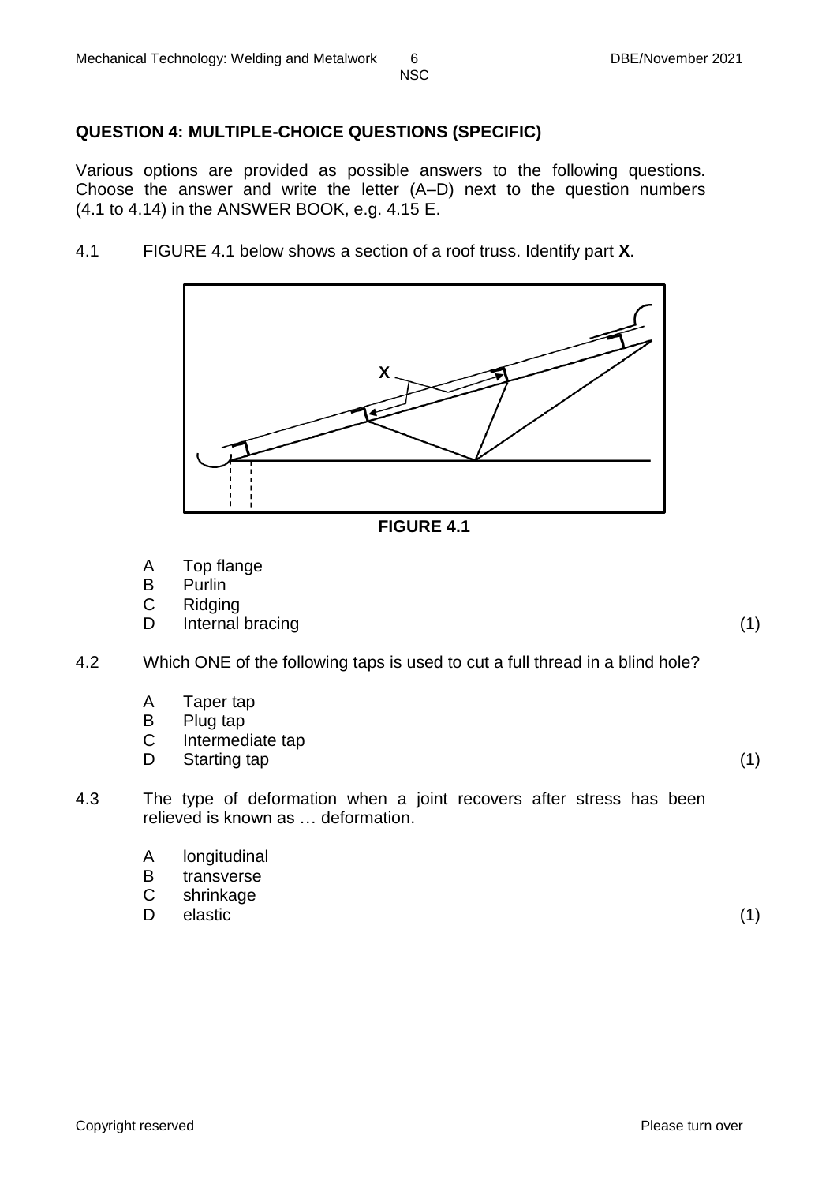## QUESTION 4: MULTIPLE-CHOICE QUESTIONS (SPECIFIC)

Various options are provided as possible answers to the following questions. Choose the answer and write the letter (A–D) next to the question numbers (4.1 to 4.14) in the ANSWER BOOK, e.g. 4.15 E.

4.1 FIGURE 4.1 below shows a section of a roof truss. Identify part **X**.

**FIGURE 4.1**

- A Top flange
- B Purlin
- C Ridging
- D Internal bracing (1)

4.2 Which ONE of the following taps is used to cut a full thread in a blind hole?

- A Taper tap
- B Plug tap
- C Intermediate tap
- D Starting tap (1)

4.3 The type of deformation when a joint recovers after stress has been relieved is known as … deformation.

- A longitudinal
- B transverse
- C shrinkage
- D elastic (1)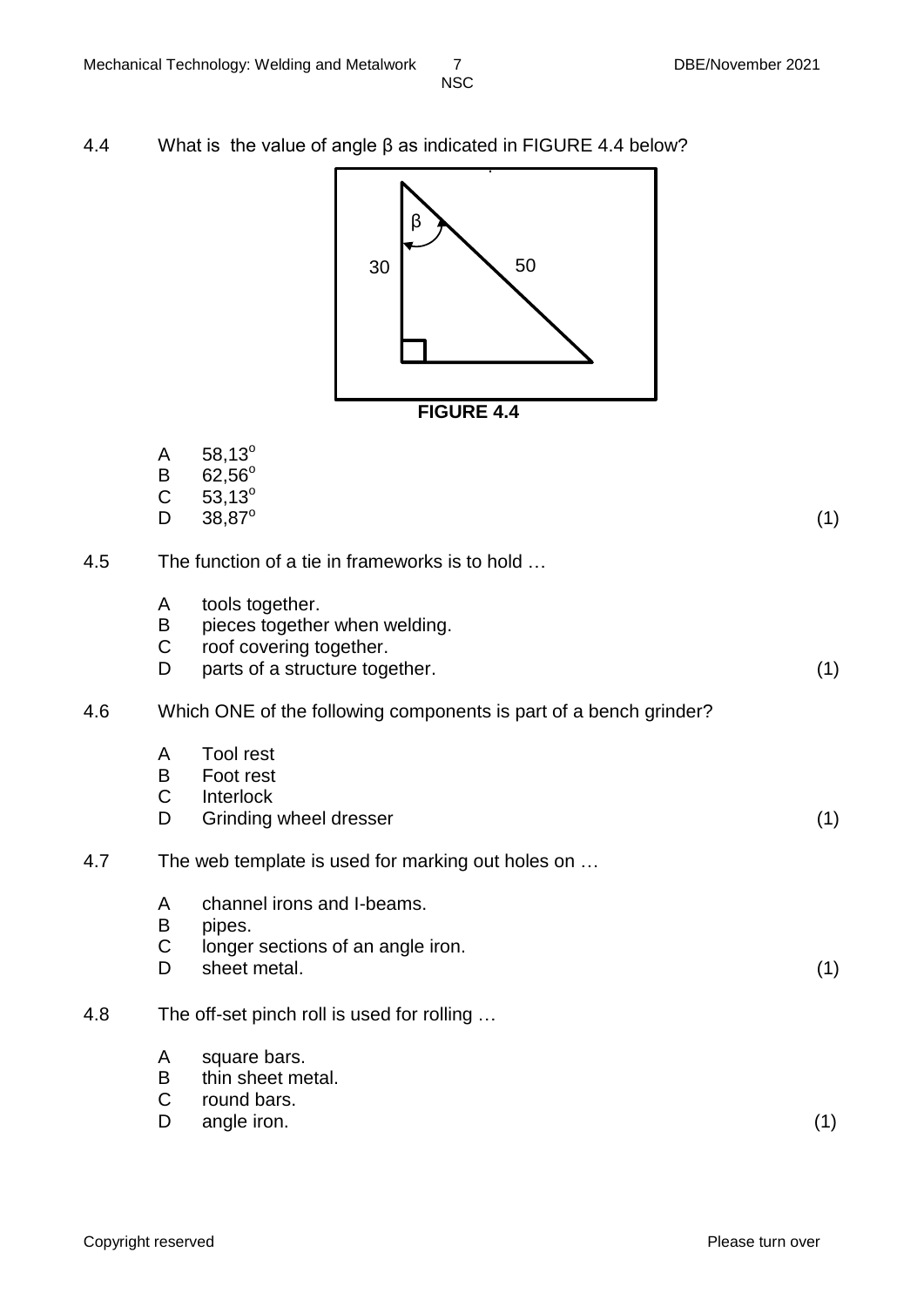4.4 What is the value of angle β as indicated in FIGURE 4.4 below?

**FIGURE 4.4**

A $58,13^o$
B $62,56^o$
C $53,13^o$
D $38,87^o$ (1)

4.5 The function of a tie in frameworks is to hold …

A tools together.
B pieces together when welding.
C roof covering together.
D parts of a structure together. (1)

4.6 Which ONE of the following components is part of a bench grinder?

A Tool rest
B Foot rest
C Interlock
D Grinding wheel dresser (1)

4.7 The web template is used for marking out holes on …

A channel irons and I-beams.
B pipes.
C longer sections of an angle iron.
D sheet metal. (1)

4.8 The off-set pinch roll is used for rolling …

A square bars.
B thin sheet metal.
C round bars.
D angle iron. (1)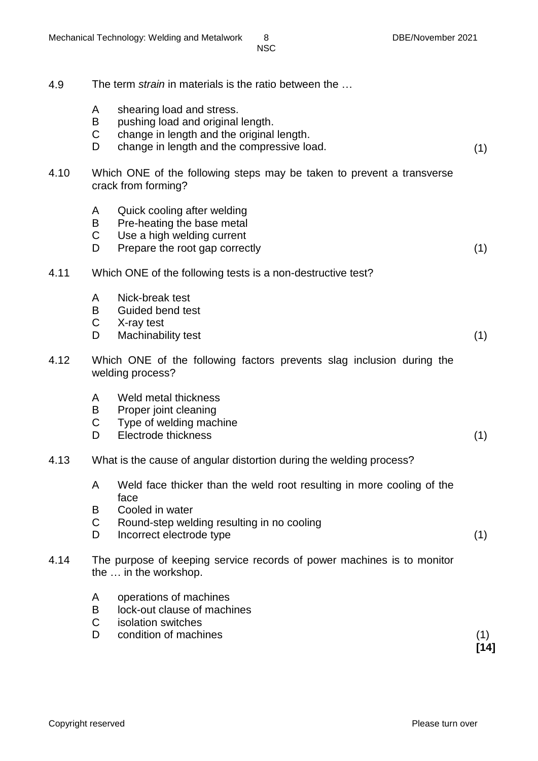4.9 The term *strain* in materials is the ratio between the …

- A shearing load and stress.
- B pushing load and original length.
- C change in length and the original length.
- D change in length and the compressive load. (1)

4.10 Which ONE of the following steps may be taken to prevent a transverse crack from forming?

- A Quick cooling after welding
- B Pre-heating the base metal
- C Use a high welding current
- D Prepare the root gap correctly (1)

4.11 Which ONE of the following tests is a non-destructive test?

- A Nick-break test
- B Guided bend test
- C X-ray test
- D Machinability test (1)

4.12 Which ONE of the following factors prevents slag inclusion during the welding process?

- A Weld metal thickness
- B Proper joint cleaning
- C Type of welding machine
- D Electrode thickness (1)

4.13 What is the cause of angular distortion during the welding process?

- A Weld face thicker than the weld root resulting in more cooling of the face
- B Cooled in water
- C Round-step welding resulting in no cooling
- D Incorrect electrode type (1)

4.14 The purpose of keeping service records of power machines is to monitor the … in the workshop.

- A operations of machines
- B lock-out clause of machines
- C isolation switches
- D condition of machines (1)

**[14]**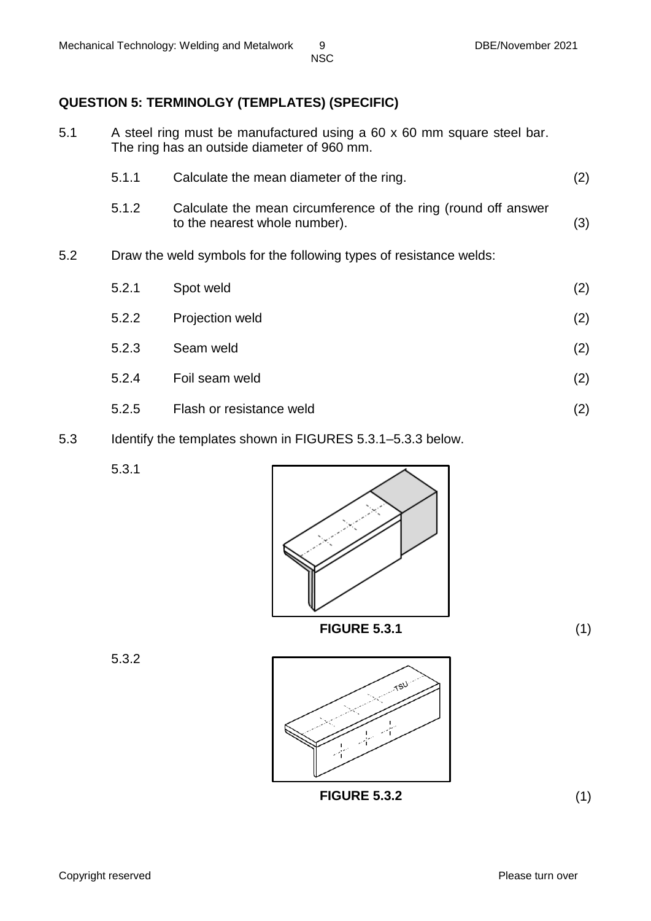## QUESTION 5: TERMINOLGY (TEMPLATES) (SPECIFIC)

5.1 A steel ring must be manufactured using a 60 x 60 mm square steel bar. The ring has an outside diameter of 960 mm.

5.1.1 Calculate the mean diameter of the ring. (2)

5.1.2 Calculate the mean circumference of the ring (round off answer to the nearest whole number). (3)

5.2 Draw the weld symbols for the following types of resistance welds:

5.2.1 Spot weld (2)

5.2.2 Projection weld (2)

5.2.3 Seam weld (2)

5.2.4 Foil seam weld (2)

5.2.5 Flash or resistance weld (2)

5.3 Identify the templates shown in FIGURES 5.3.1–5.3.3 below.

5.3.1

**FIGURE 5.3.1** (1)

5.3.2

**FIGURE 5.3.2** (1)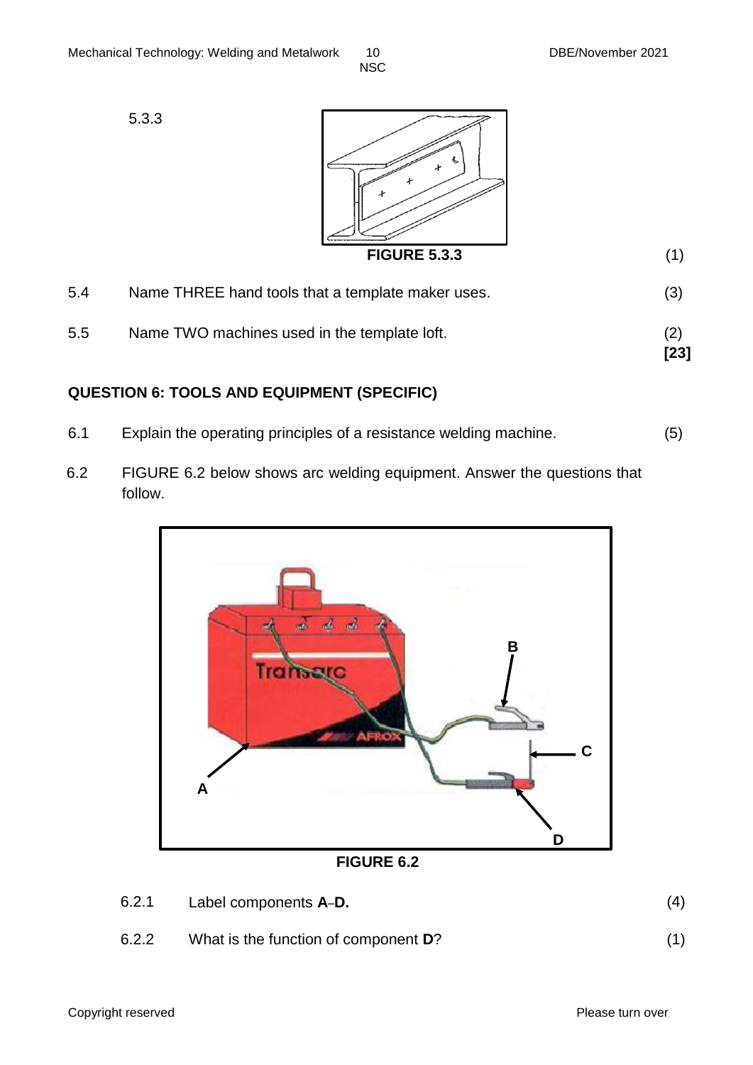5.3.3

FIGURE 5.3.3 (1)

5.4 Name THREE hand tools that a template maker uses. (3)

5.5 Name TWO machines used in the template loft. (2)
**[23]**

## QUESTION 6: TOOLS AND EQUIPMENT (SPECIFIC)

6.1 Explain the operating principles of a resistance welding machine. (5)

6.2 FIGURE 6.2 below shows arc welding equipment. Answer the questions that follow.

**FIGURE 6.2**

6.2.1 Label components **A**–**D.** (4)

6.2.2 What is the function of component **D**? (1)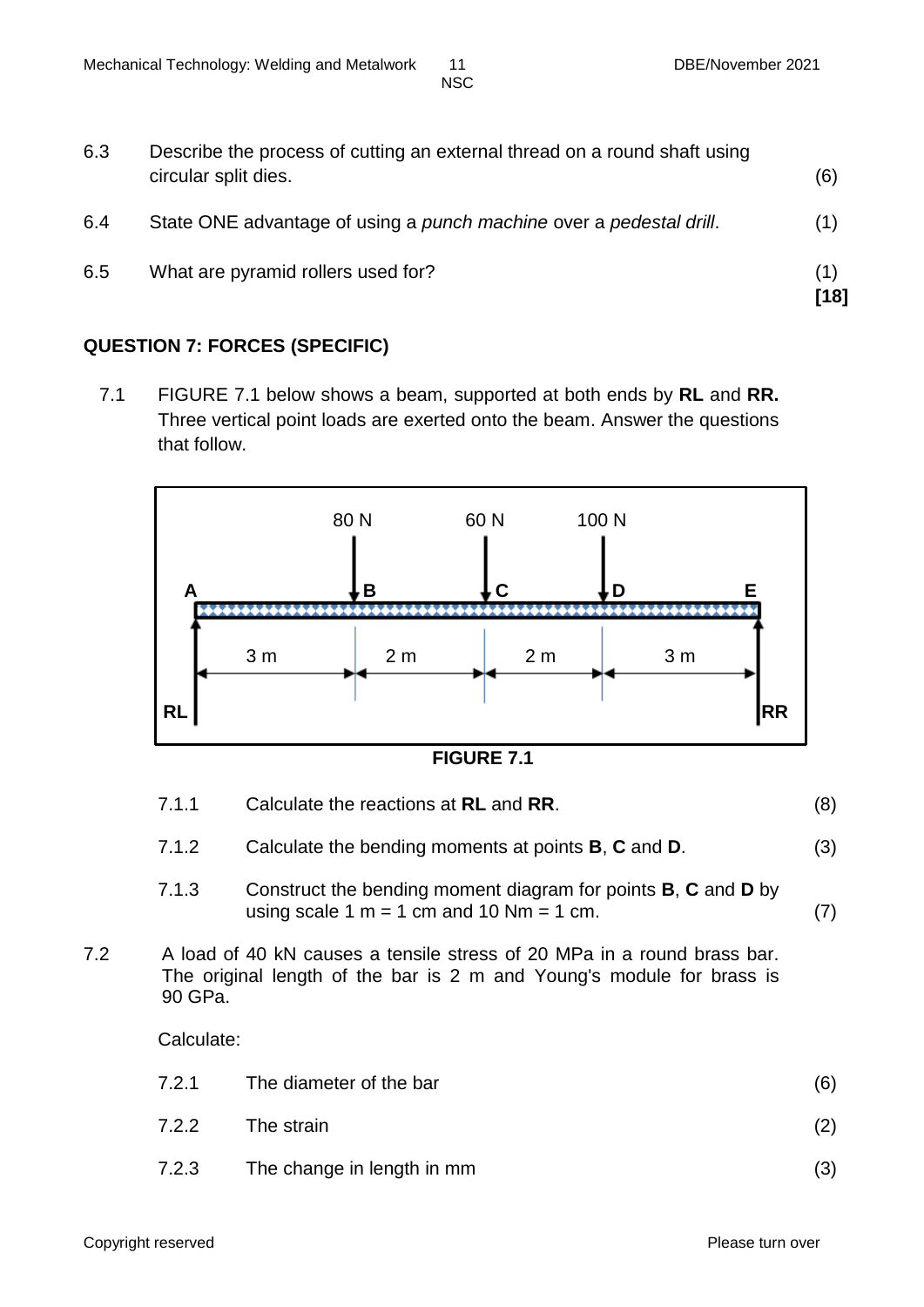6.3 Describe the process of cutting an external thread on a round shaft using circular split dies. (6)

6.4 State ONE advantage of using a *punch machine* over a *pedestal drill*. (1)

6.5 What are pyramid rollers used for? (1)
**[18]**

## QUESTION 7: FORCES (SPECIFIC)

7.1 FIGURE 7.1 below shows a beam, supported at both ends by **RL** and **RR.** Three vertical point loads are exerted onto the beam. Answer the questions that follow.

**FIGURE 7.1**

7.1.1 Calculate the reactions at **RL** and **RR**. (8)

7.1.2 Calculate the bending moments at points **B**, **C** and **D**. (3)

7.1.3 Construct the bending moment diagram for points **B**, **C** and **D** by using scale 1 m = 1 cm and 10 Nm = 1 cm. (7)

7.2 A load of 40 kN causes a tensile stress of 20 MPa in a round brass bar. The original length of the bar is 2 m and Young's module for brass is 90 GPa.

Calculate:

7.2.1 The diameter of the bar (6)

7.2.2 The strain (2)

7.2.3 The change in length in mm (3)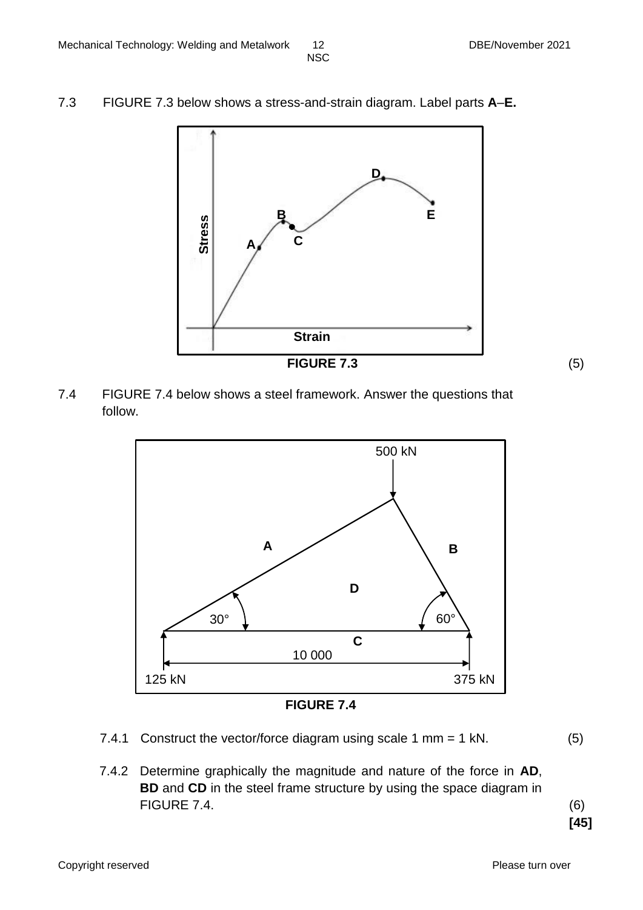7.3 FIGURE 7.3 below shows a stress-and-strain diagram. Label parts **A**–**E.**

**FIGURE 7.3** (5)

7.4 FIGURE 7.4 below shows a steel framework. Answer the questions that follow.

**FIGURE 7.4**

7.4.1 Construct the vector/force diagram using scale 1 mm = 1 kN. (5)

7.4.2 Determine graphically the magnitude and nature of the force in **AD**, **BD** and **CD** in the steel frame structure by using the space diagram in FIGURE 7.4. (6)

**[45]**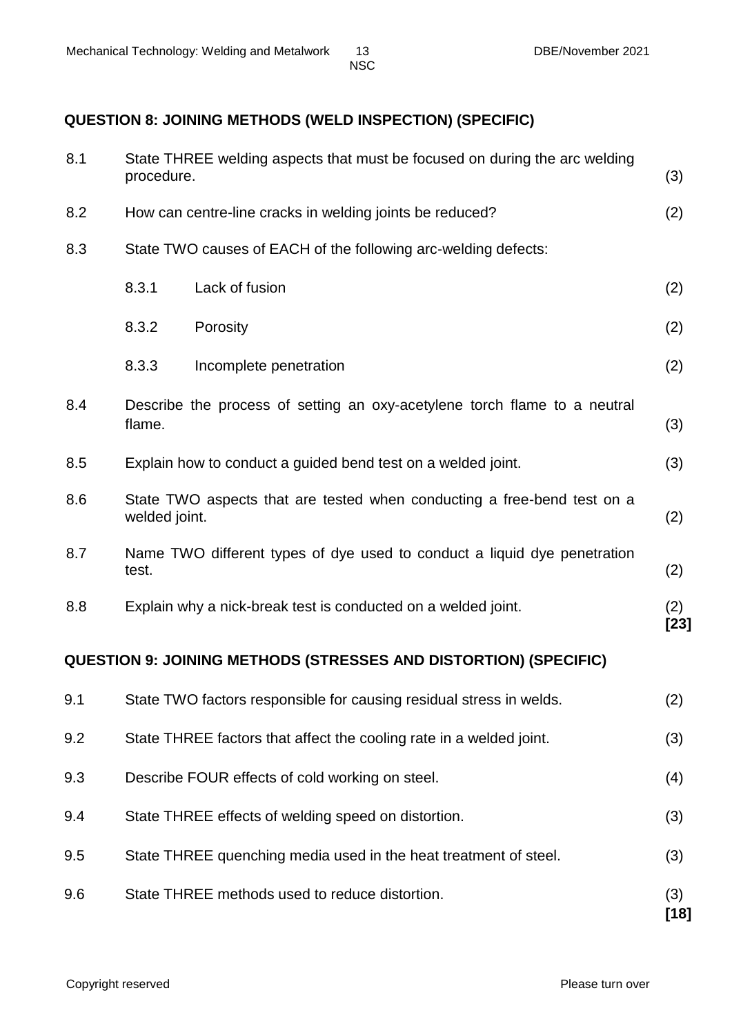## QUESTION 8: JOINING METHODS (WELD INSPECTION) (SPECIFIC)

| | | | |
|---|---|---|---|
| 8.1 | State THREE welding aspects that must be focused on during the arc welding procedure. | | (3) |
| 8.2 | How can centre-line cracks in welding joints be reduced? | | (2) |
| 8.3 | State TWO causes of EACH of the following arc-welding defects: | | |
| | 8.3.1 | Lack of fusion | (2) |
| | 8.3.2 | Porosity | (2) |
| | 8.3.3 | Incomplete penetration | (2) |
| 8.4 | Describe the process of setting an oxy-acetylene torch flame to a neutral flame. | | (3) |
| 8.5 | Explain how to conduct a guided bend test on a welded joint. | | (3) |
| 8.6 | State TWO aspects that are tested when conducting a free-bend test on a welded joint. | | (2) |
| 8.7 | Name TWO different types of dye used to conduct a liquid dye penetration test. | | (2) |
| 8.8 | Explain why a nick-break test is conducted on a welded joint. | | (2) **[23]** |

## QUESTION 9: JOINING METHODS (STRESSES AND DISTORTION) (SPECIFIC)

| | | |
|---|---|---|
| 9.1 | State TWO factors responsible for causing residual stress in welds. | (2) |
| 9.2 | State THREE factors that affect the cooling rate in a welded joint. | (3) |
| 9.3 | Describe FOUR effects of cold working on steel. | (4) |
| 9.4 | State THREE effects of welding speed on distortion. | (3) |
| 9.5 | State THREE quenching media used in the heat treatment of steel. | (3) |
| 9.6 | State THREE methods used to reduce distortion. | (3) **[18]** |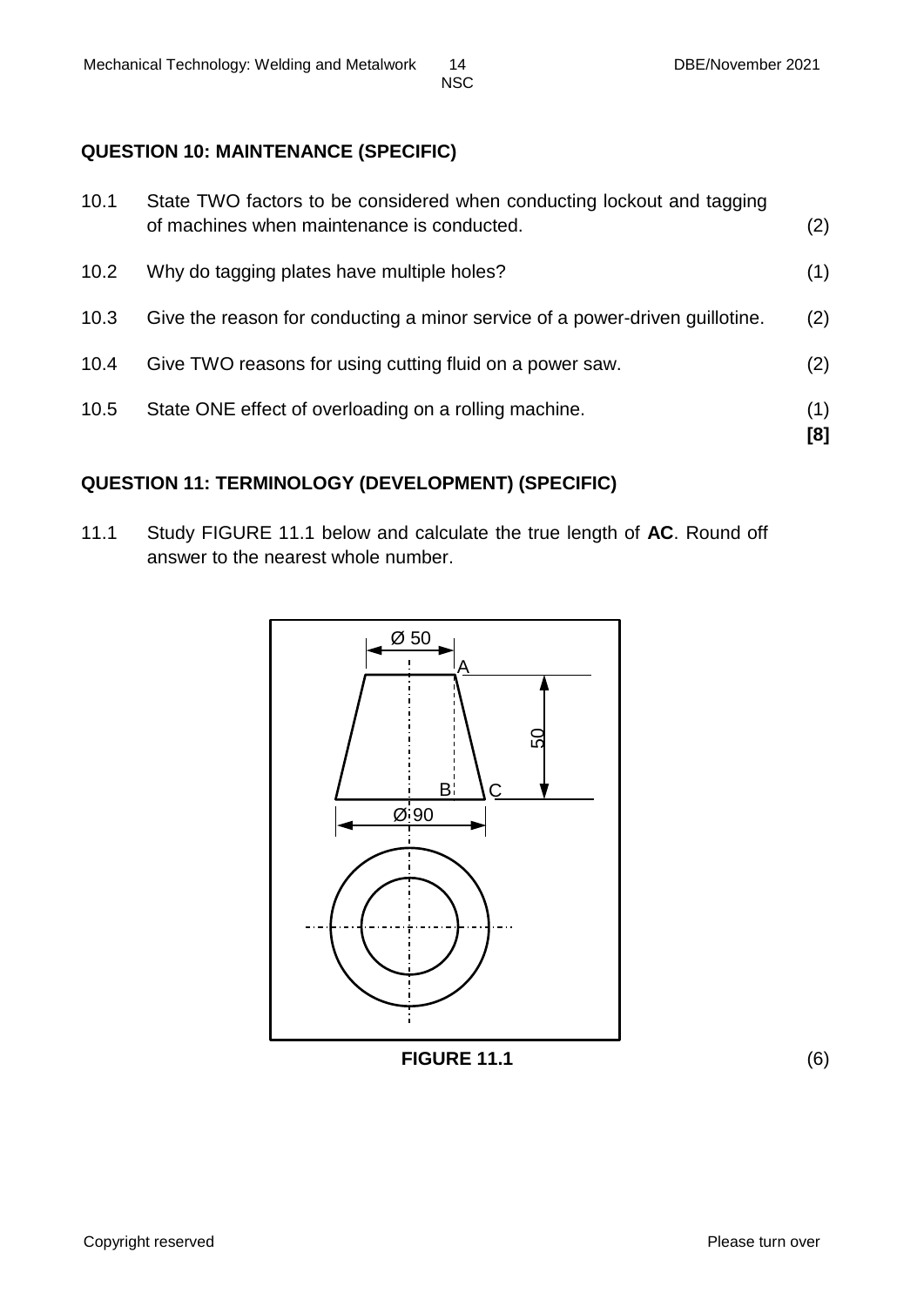## QUESTION 10: MAINTENANCE (SPECIFIC)

| | | |
|---|---|---|
| 10.1 | State TWO factors to be considered when conducting lockout and tagging of machines when maintenance is conducted. | (2) |
| 10.2 | Why do tagging plates have multiple holes? | (1) |
| 10.3 | Give the reason for conducting a minor service of a power-driven guillotine. | (2) |
| 10.4 | Give TWO reasons for using cutting fluid on a power saw. | (2) |
| 10.5 | State ONE effect of overloading on a rolling machine. | (1) |
| | | **[8]** |

## QUESTION 11: TERMINOLOGY (DEVELOPMENT) (SPECIFIC)

11.1 Study FIGURE 11.1 below and calculate the true length of **AC**. Round off answer to the nearest whole number.

**FIGURE 11.1** (6)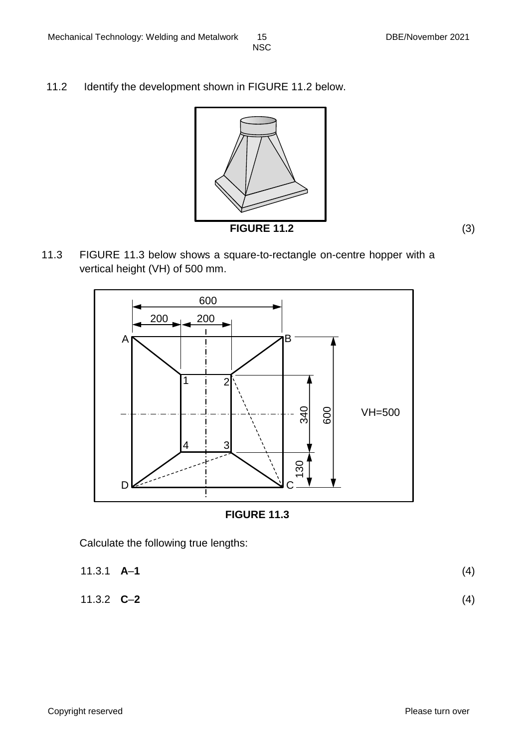11.2 Identify the development shown in FIGURE 11.2 below.

**FIGURE 11.2** (3)

11.3 FIGURE 11.3 below shows a square-to-rectangle on-centre hopper with a vertical height (VH) of 500 mm.

**FIGURE 11.3**

Calculate the following true lengths:

11.3.1 **A–1** (4)

11.3.2 **C–2** (4)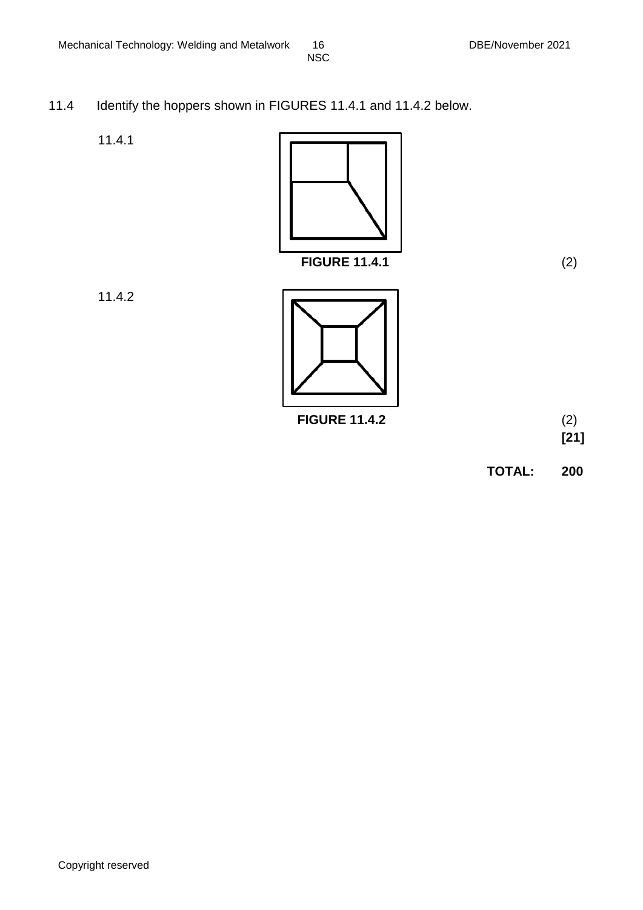11.4 Identify the hoppers shown in FIGURES 11.4.1 and 11.4.2 below.

11.4.1

FIGURE 11.4.1

(2)

11.4.2

FIGURE 11.4.2

(2)

**[21]**

**TOTAL: 200**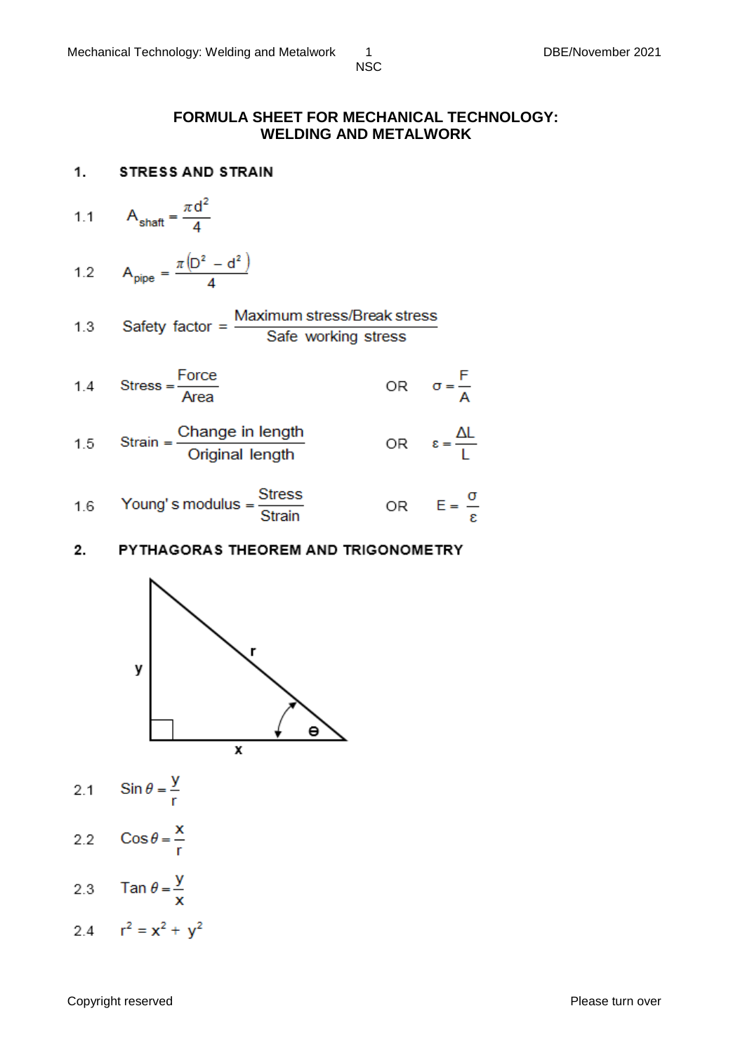# FORMULA SHEET FOR MECHANICAL TECHNOLOGY: WELDING AND METALWORK

## 1. STRESS AND STRAIN

1.1 $$A_{shaft} = \frac{\pi d^2}{4}$$

1.2 $$A_{pipe} = \frac{\pi \left(D^2 - d^2\right)}{4}$$

1.3 $$\text{Safety factor} = \frac{\text{Maximum stress/Break stress}}{\text{Safe working stress}}$$

1.4 $$\text{Stress} = \frac{\text{Force}}{\text{Area}} \quad \text{OR} \quad \sigma = \frac{F}{A}$$

1.5 $$\text{Strain} = \frac{\text{Change in length}}{\text{Original length}} \quad \text{OR} \quad \varepsilon = \frac{\Delta L}{L}$$

1.6 $$\text{Young's modulus} = \frac{\text{Stress}}{\text{Strain}} \quad \text{OR} \quad E = \frac{\sigma}{\varepsilon}$$

## 2. PYTHAGORAS THEOREM AND TRIGONOMETRY

(Right-angled triangle with vertical side y, horizontal side x, hypotenuse r, and angle θ between x and r.)

2.1 $$\text{Sin}\,\theta = \frac{y}{r}$$

2.2 $$\text{Cos}\,\theta = \frac{x}{r}$$

2.3 $$\text{Tan}\,\theta = \frac{y}{x}$$

2.4 $$r^2 = x^2 + y^2$$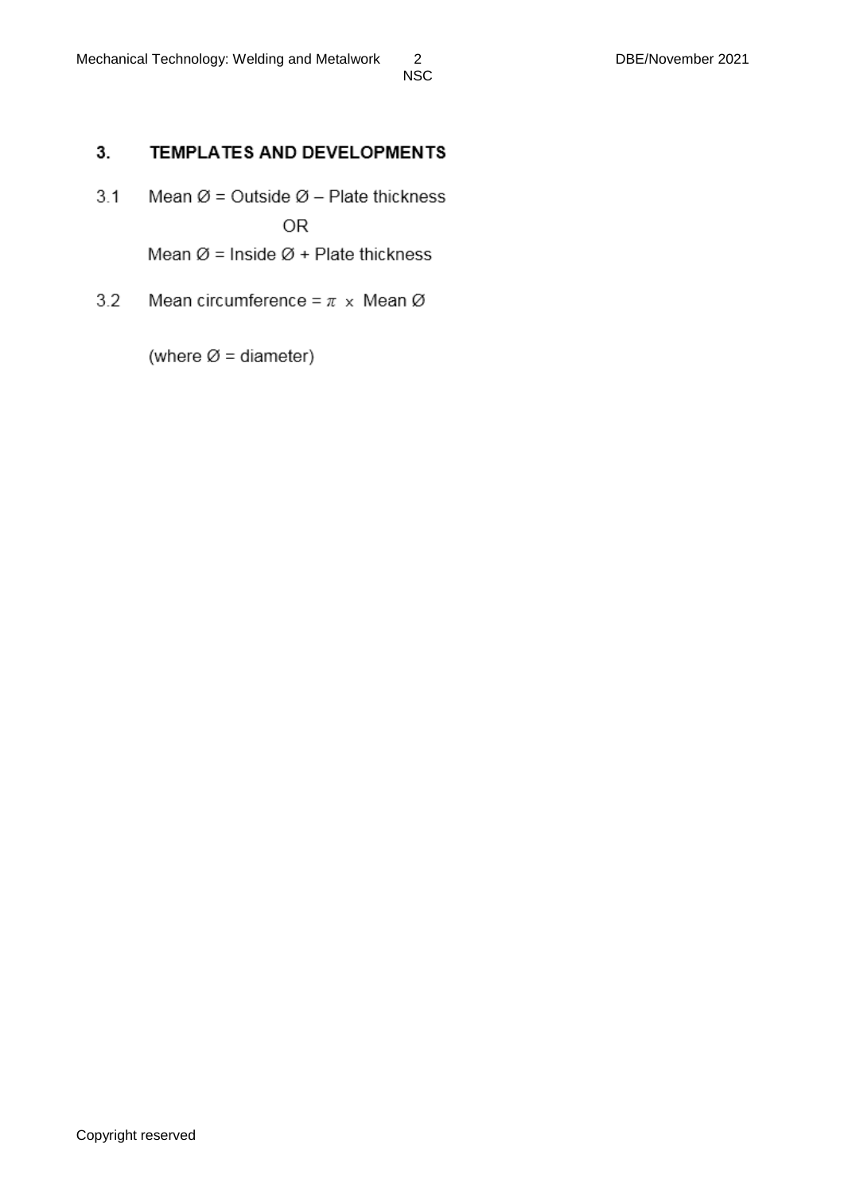## 3. TEMPLATES AND DEVELOPMENTS

3.1 Mean Ø = Outside Ø – Plate thickness

OR

Mean Ø = Inside Ø + Plate thickness

3.2 Mean circumference = $\pi \times$ Mean Ø

(where Ø = diameter)